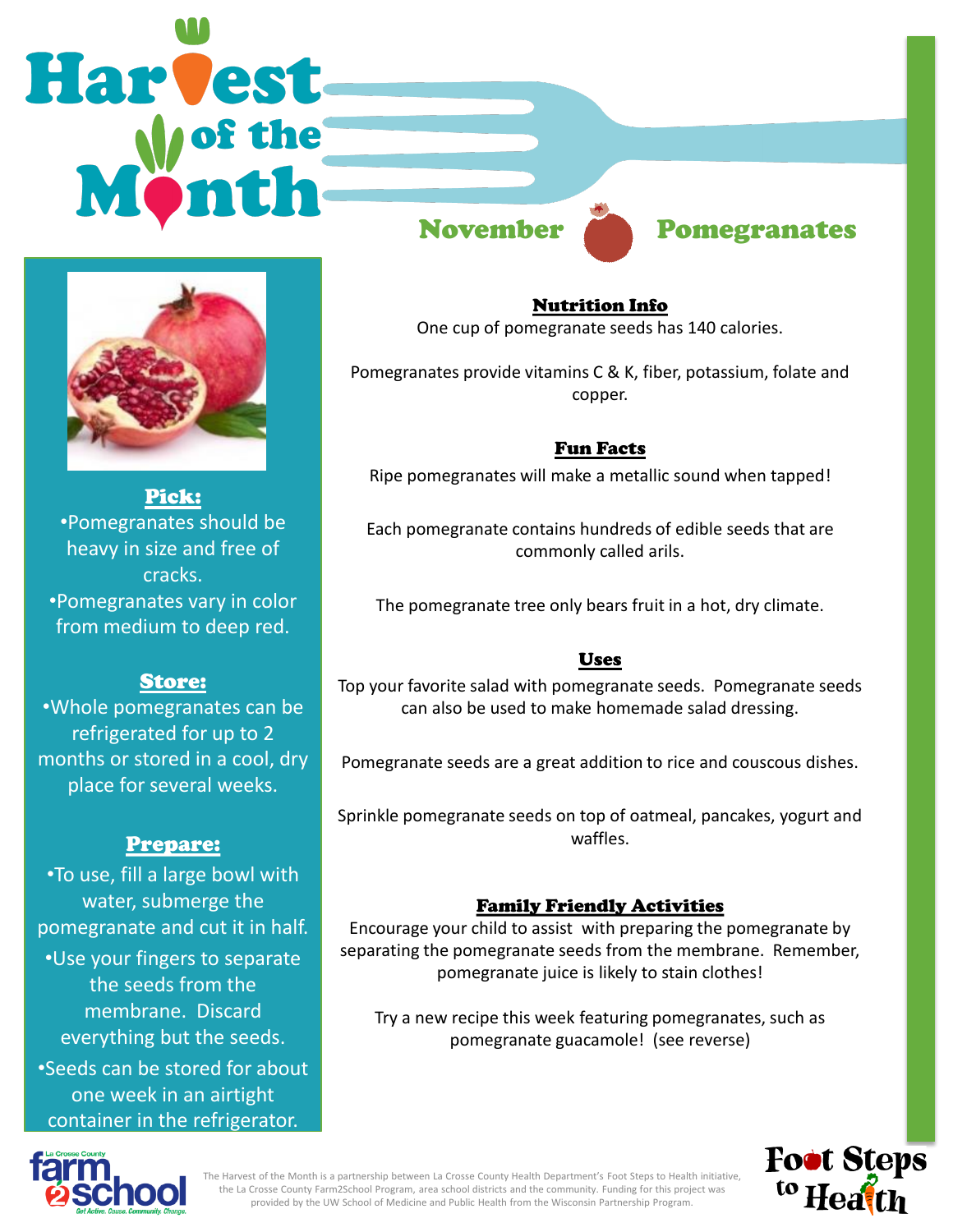# Harvest of the Month

## November — Pomegranates

### Pick:

- Pomegranates should be heavy in size and free of cracks.
- Pomegranates vary in color from medium to deep red.

### Store:

- Whole pomegranates can be refrigerated for up to 2 months or stored in a cool, dry place for several weeks.

### Prepare:

- To use, fill a large bowl with water, submerge the pomegranate and cut it in half.
- Use your fingers to separate the seeds from the membrane. Discard everything but the seeds.
- Seeds can be stored for about one week in an airtight container in the refrigerator.

### Nutrition Info

One cup of pomegranate seeds has 140 calories.

Pomegranates provide vitamins C & K, fiber, potassium, folate and copper.

### Fun Facts

Ripe pomegranates will make a metallic sound when tapped!

Each pomegranate contains hundreds of edible seeds that are commonly called arils.

The pomegranate tree only bears fruit in a hot, dry climate.

### Uses

Top your favorite salad with pomegranate seeds. Pomegranate seeds can also be used to make homemade salad dressing.

Pomegranate seeds are a great addition to rice and couscous dishes.

Sprinkle pomegranate seeds on top of oatmeal, pancakes, yogurt and waffles.

### Family Friendly Activities

Encourage your child to assist with preparing the pomegranate by separating the pomegranate seeds from the membrane. Remember, pomegranate juice is likely to stain clothes!

Try a new recipe this week featuring pomegranates, such as pomegranate guacamole! (see reverse)

La Crosse County farm2school — Get Active. Cause. Community. Change.

The Harvest of the Month is a partnership between La Crosse County Health Department's Foot Steps to Health initiative, the La Crosse County Farm2School Program, area school districts and the community. Funding for this project was provided by the UW School of Medicine and Public Health from the Wisconsin Partnership Program.

Foot Steps to Health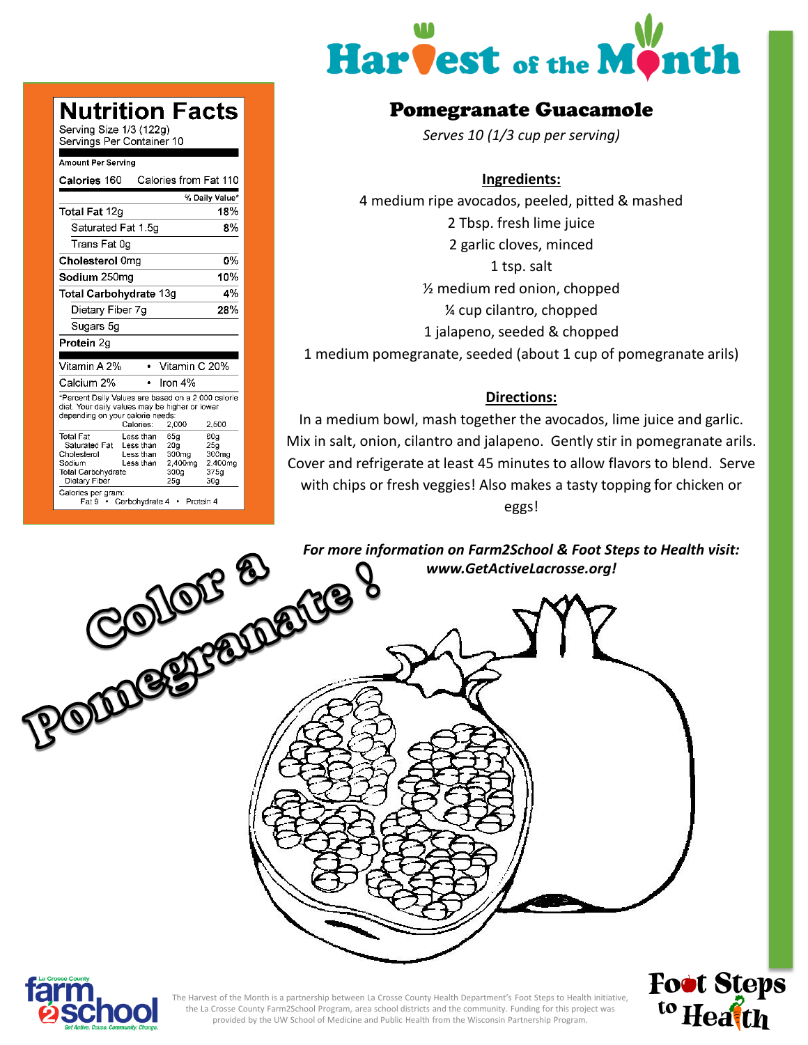# Harvest of the Month

## Nutrition Facts

Serving Size 1/3 (122g)
Servings Per Container 10

Amount Per Serving

| | |
|---|---|
| **Calories** 160 | Calories from Fat 110 |
| | % Daily Value* |
| **Total Fat** 12g | 18% |
| Saturated Fat 1.5g | 8% |
| Trans Fat 0g | |
| **Cholesterol** 0mg | 0% |
| **Sodium** 250mg | 10% |
| **Total Carbohydrate** 13g | 4% |
| Dietary Fiber 7g | 28% |
| Sugars 5g | |
| **Protein** 2g | |

Vitamin A 2% • Vitamin C 20%
Calcium 2% • Iron 4%

*Percent Daily Values are based on a 2,000 calorie diet. Your daily values may be higher or lower depending on your calorie needs:

| | | Calories: 2,000 | 2,500 |
|---|---|---|---|
| Total Fat | Less than | 65g | 80g |
| Saturated Fat | Less than | 20g | 25g |
| Cholesterol | Less than | 300mg | 300mg |
| Sodium | Less than | 2,400mg | 2,400mg |
| Total Carbohydrate | | 300g | 375g |
| Dietary Fiber | | 25g | 30g |

Calories per gram:
Fat 9 • Carbohydrate 4 • Protein 4

## Pomegranate Guacamole

*Serves 10 (1/3 cup per serving)*

**Ingredients:**

4 medium ripe avocados, peeled, pitted & mashed
2 Tbsp. fresh lime juice
2 garlic cloves, minced
1 tsp. salt
½ medium red onion, chopped
¼ cup cilantro, chopped
1 jalapeno, seeded & chopped
1 medium pomegranate, seeded (about 1 cup of pomegranate arils)

**Directions:**

In a medium bowl, mash together the avocados, lime juice and garlic. Mix in salt, onion, cilantro and jalapeno. Gently stir in pomegranate arils. Cover and refrigerate at least 45 minutes to allow flavors to blend. Serve with chips or fresh veggies! Also makes a tasty topping for chicken or eggs!

***For more information on Farm2School & Foot Steps to Health visit: www.GetActiveLacrosse.org!***

Color a Pomegranate!

The Harvest of the Month is a partnership between La Crosse County Health Department's Foot Steps to Health initiative, the La Crosse County Farm2School Program, area school districts and the community. Funding for this project was provided by the UW School of Medicine and Public Health from the Wisconsin Partnership Program.